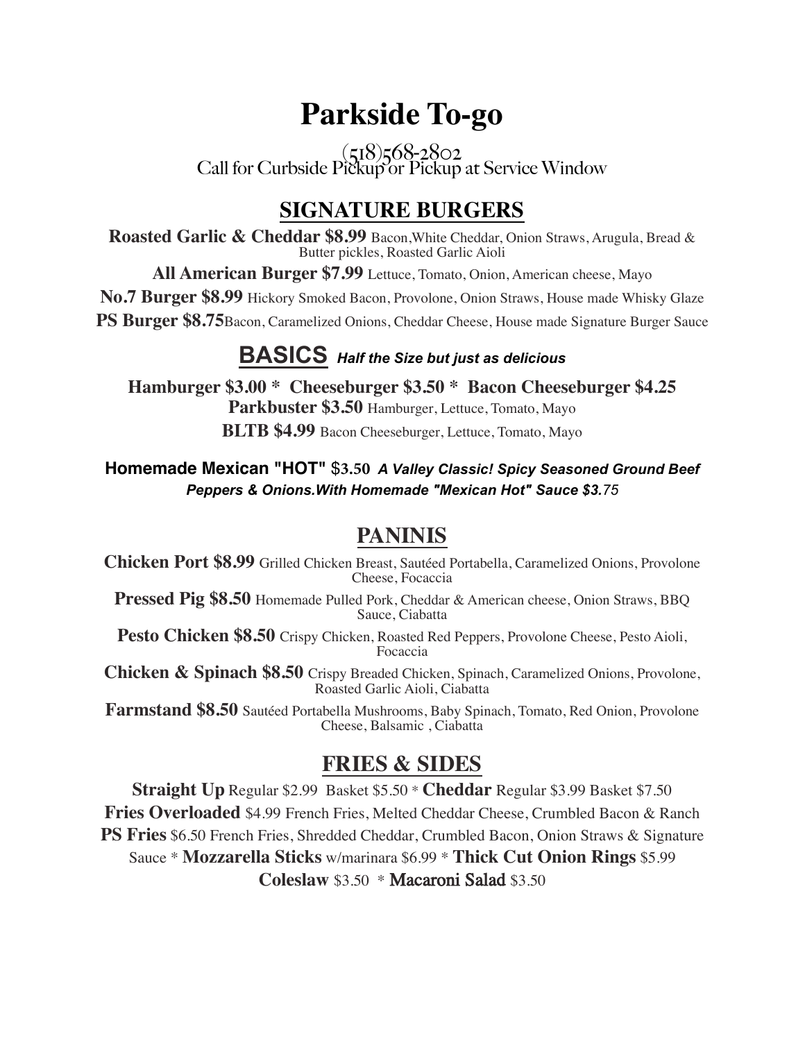# Parkside To-go

(518)568-2802
Call for Curbside Pickup or Pickup at Service Window

## SIGNATURE BURGERS

**Roasted Garlic & Cheddar $8.99** Bacon,White Cheddar, Onion Straws, Arugula, Bread & Butter pickles, Roasted Garlic Aioli

**All American Burger $7.99** Lettuce, Tomato, Onion, American cheese, Mayo

**No.7 Burger $8.99** Hickory Smoked Bacon, Provolone, Onion Straws, House made Whisky Glaze

**PS Burger $8.75**Bacon, Caramelized Onions, Cheddar Cheese, House made Signature Burger Sauce

## BASICS *Half the Size but just as delicious*

**Hamburger $3.00 * Cheeseburger $3.50 * Bacon Cheeseburger $4.25**

**Parkbuster $3.50** Hamburger, Lettuce, Tomato, Mayo

**BLTB $4.99** Bacon Cheeseburger, Lettuce, Tomato, Mayo

**Homemade Mexican "HOT" $3.50** ***A Valley Classic! Spicy Seasoned Ground Beef Peppers & Onions.With Homemade "Mexican Hot" Sauce $3.75***

## PANINIS

**Chicken Port $8.99** Grilled Chicken Breast, Sautéed Portabella, Caramelized Onions, Provolone Cheese, Focaccia

**Pressed Pig $8.50** Homemade Pulled Pork, Cheddar & American cheese, Onion Straws, BBQ Sauce, Ciabatta

**Pesto Chicken $8.50** Crispy Chicken, Roasted Red Peppers, Provolone Cheese, Pesto Aioli, Focaccia

**Chicken & Spinach $8.50** Crispy Breaded Chicken, Spinach, Caramelized Onions, Provolone, Roasted Garlic Aioli, Ciabatta

**Farmstand $8.50** Sautéed Portabella Mushrooms, Baby Spinach, Tomato, Red Onion, Provolone Cheese, Balsamic , Ciabatta

## FRIES & SIDES

**Straight Up** Regular $2.99 Basket $5.50 * **Cheddar** Regular $3.99 Basket $7.50

**Fries Overloaded** $4.99 French Fries, Melted Cheddar Cheese, Crumbled Bacon & Ranch

**PS Fries** $6.50 French Fries, Shredded Cheddar, Crumbled Bacon, Onion Straws & Signature Sauce * **Mozzarella Sticks** w/marinara $6.99 * **Thick Cut Onion Rings** $5.99

**Coleslaw** $3.50 * **Macaroni Salad** $3.50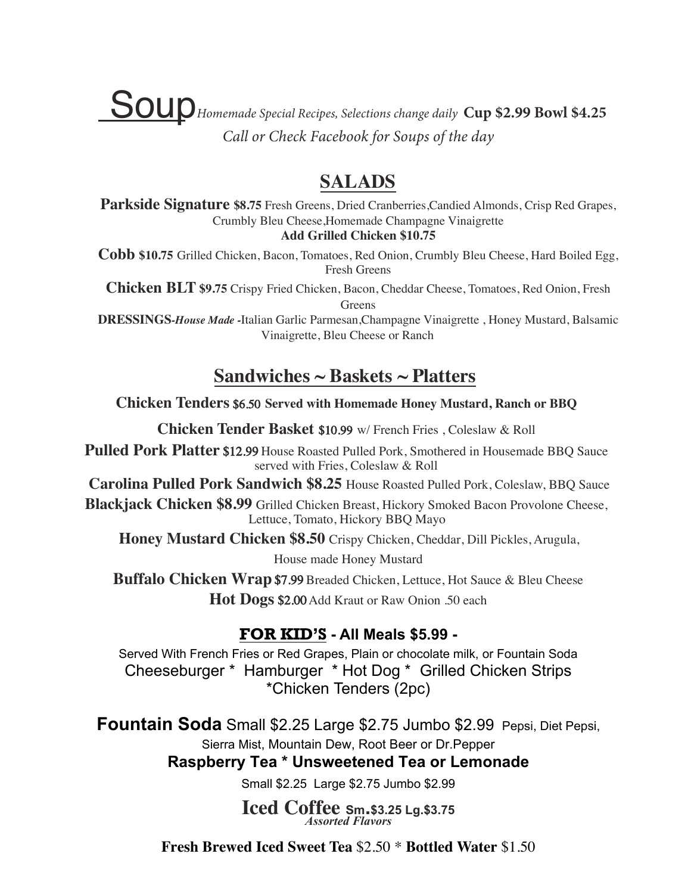# Soup

*Homemade Special Recipes, Selections change daily* **Cup $2.99 Bowl $4.25**

*Call or Check Facebook for Soups of the day*

## SALADS

**Parkside Signature $8.75** Fresh Greens, Dried Cranberries,Candied Almonds, Crisp Red Grapes, Crumbly Bleu Cheese,Homemade Champagne Vinaigrette
**Add Grilled Chicken $10.75**

**Cobb $10.75** Grilled Chicken, Bacon, Tomatoes, Red Onion, Crumbly Bleu Cheese, Hard Boiled Egg, Fresh Greens

**Chicken BLT $9.75** Crispy Fried Chicken, Bacon, Cheddar Cheese, Tomatoes, Red Onion, Fresh Greens

**DRESSINGS-*House Made*** -Italian Garlic Parmesan,Champagne Vinaigrette , Honey Mustard, Balsamic Vinaigrette, Bleu Cheese or Ranch

## Sandwiches ~ Baskets ~ Platters

**Chicken Tenders** $6.50 **Served with Homemade Honey Mustard, Ranch or BBQ**

**Chicken Tender Basket** $10.99 w/ French Fries , Coleslaw & Roll

**Pulled Pork Platter** $12.99 House Roasted Pulled Pork, Smothered in Housemade BBQ Sauce served with Fries, Coleslaw & Roll

**Carolina Pulled Pork Sandwich $8.25** House Roasted Pulled Pork, Coleslaw, BBQ Sauce

**Blackjack Chicken $8.99** Grilled Chicken Breast, Hickory Smoked Bacon Provolone Cheese, Lettuce, Tomato, Hickory BBQ Mayo

**Honey Mustard Chicken $8.50** Crispy Chicken, Cheddar, Dill Pickles, Arugula, House made Honey Mustard

**Buffalo Chicken Wrap** $7.99 Breaded Chicken, Lettuce, Hot Sauce & Bleu Cheese

**Hot Dogs** $2.00 Add Kraut or Raw Onion .50 each

### FOR KID'S - All Meals $5.99 -

Served With French Fries or Red Grapes, Plain or chocolate milk, or Fountain Soda

Cheeseburger * Hamburger * Hot Dog * Grilled Chicken Strips *Chicken Tenders (2pc)

**Fountain Soda** Small $2.25 Large $2.75 Jumbo $2.99 Pepsi, Diet Pepsi, Sierra Mist, Mountain Dew, Root Beer or Dr.Pepper

**Raspberry Tea * Unsweetened Tea or Lemonade**

Small $2.25 Large $2.75 Jumbo $2.99

**Iced Coffee Sm.$3.25 Lg.$3.75**
***Assorted Flavors***

**Fresh Brewed Iced Sweet Tea** $2.50 * **Bottled Water** $1.50